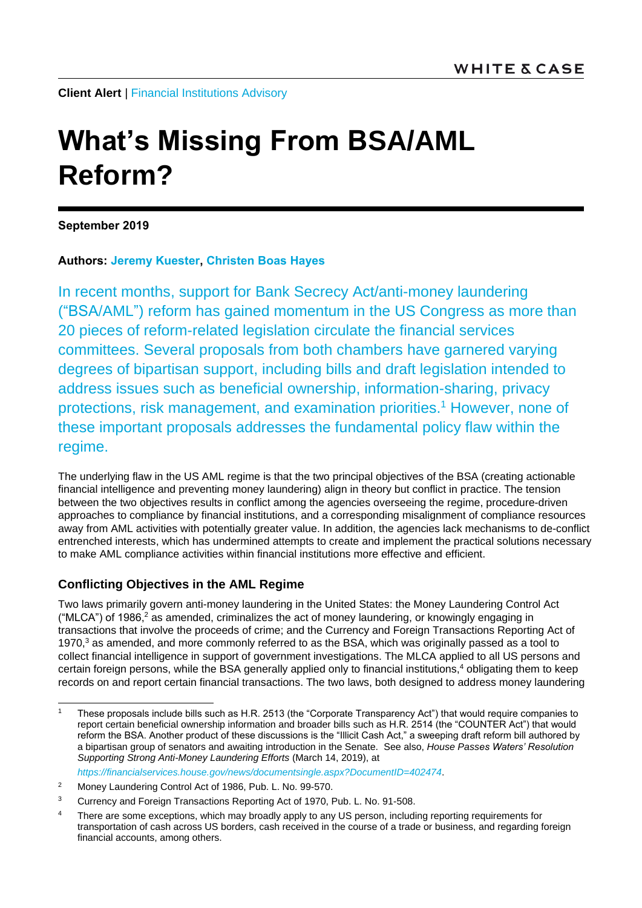**Client Alert** | Financial Institutions Advisory

# What's Missing From BSA/AML Reform?

**September 2019**

**Authors: Jeremy Kuester, Christen Boas Hayes**

In recent months, support for Bank Secrecy Act/anti-money laundering ("BSA/AML") reform has gained momentum in the US Congress as more than 20 pieces of reform-related legislation circulate the financial services committees. Several proposals from both chambers have garnered varying degrees of bipartisan support, including bills and draft legislation intended to address issues such as beneficial ownership, information-sharing, privacy protections, risk management, and examination priorities.[1] However, none of these important proposals addresses the fundamental policy flaw within the regime.

The underlying flaw in the US AML regime is that the two principal objectives of the BSA (creating actionable financial intelligence and preventing money laundering) align in theory but conflict in practice. The tension between the two objectives results in conflict among the agencies overseeing the regime, procedure-driven approaches to compliance by financial institutions, and a corresponding misalignment of compliance resources away from AML activities with potentially greater value. In addition, the agencies lack mechanisms to de-conflict entrenched interests, which has undermined attempts to create and implement the practical solutions necessary to make AML compliance activities within financial institutions more effective and efficient.

## Conflicting Objectives in the AML Regime

Two laws primarily govern anti-money laundering in the United States: the Money Laundering Control Act ("MLCA") of 1986,[2] as amended, criminalizes the act of money laundering, or knowingly engaging in transactions that involve the proceeds of crime; and the Currency and Foreign Transactions Reporting Act of 1970,[3] as amended, and more commonly referred to as the BSA, which was originally passed as a tool to collect financial intelligence in support of government investigations. The MLCA applied to all US persons and certain foreign persons, while the BSA generally applied only to financial institutions,[4] obligating them to keep records on and report certain financial transactions. The two laws, both designed to address money laundering

---

1. These proposals include bills such as H.R. 2513 (the "Corporate Transparency Act") that would require companies to report certain beneficial ownership information and broader bills such as H.R. 2514 (the "COUNTER Act") that would reform the BSA. Another product of these discussions is the "Illicit Cash Act," a sweeping draft reform bill authored by a bipartisan group of senators and awaiting introduction in the Senate. See also, *House Passes Waters' Resolution Supporting Strong Anti-Money Laundering Efforts* (March 14, 2019), at *https://financialservices.house.gov/news/documentsingle.aspx?DocumentID=402474*.
2. Money Laundering Control Act of 1986, Pub. L. No. 99-570.
3. Currency and Foreign Transactions Reporting Act of 1970, Pub. L. No. 91-508.
4. There are some exceptions, which may broadly apply to any US person, including reporting requirements for transportation of cash across US borders, cash received in the course of a trade or business, and regarding foreign financial accounts, among others.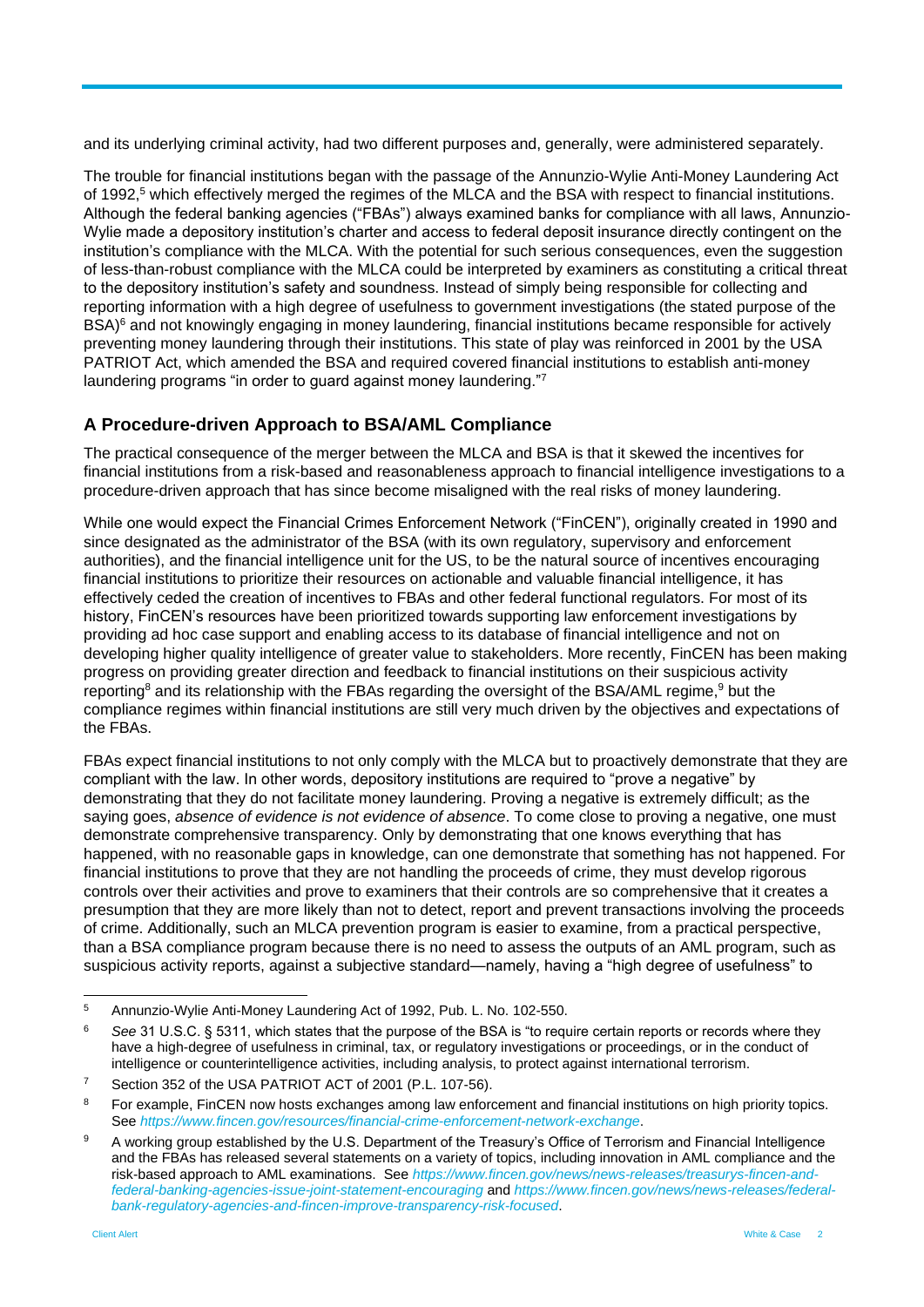and its underlying criminal activity, had two different purposes and, generally, were administered separately.

The trouble for financial institutions began with the passage of the Annunzio-Wylie Anti-Money Laundering Act of 1992,[5] which effectively merged the regimes of the MLCA and the BSA with respect to financial institutions. Although the federal banking agencies ("FBAs") always examined banks for compliance with all laws, Annunzio-Wylie made a depository institution's charter and access to federal deposit insurance directly contingent on the institution's compliance with the MLCA. With the potential for such serious consequences, even the suggestion of less-than-robust compliance with the MLCA could be interpreted by examiners as constituting a critical threat to the depository institution's safety and soundness. Instead of simply being responsible for collecting and reporting information with a high degree of usefulness to government investigations (the stated purpose of the BSA)[6] and not knowingly engaging in money laundering, financial institutions became responsible for actively preventing money laundering through their institutions. This state of play was reinforced in 2001 by the USA PATRIOT Act, which amended the BSA and required covered financial institutions to establish anti-money laundering programs "in order to guard against money laundering."[7]

## A Procedure-driven Approach to BSA/AML Compliance

The practical consequence of the merger between the MLCA and BSA is that it skewed the incentives for financial institutions from a risk-based and reasonableness approach to financial intelligence investigations to a procedure-driven approach that has since become misaligned with the real risks of money laundering.

While one would expect the Financial Crimes Enforcement Network ("FinCEN"), originally created in 1990 and since designated as the administrator of the BSA (with its own regulatory, supervisory and enforcement authorities), and the financial intelligence unit for the US, to be the natural source of incentives encouraging financial institutions to prioritize their resources on actionable and valuable financial intelligence, it has effectively ceded the creation of incentives to FBAs and other federal functional regulators. For most of its history, FinCEN's resources have been prioritized towards supporting law enforcement investigations by providing ad hoc case support and enabling access to its database of financial intelligence and not on developing higher quality intelligence of greater value to stakeholders. More recently, FinCEN has been making progress on providing greater direction and feedback to financial institutions on their suspicious activity reporting[8] and its relationship with the FBAs regarding the oversight of the BSA/AML regime,[9] but the compliance regimes within financial institutions are still very much driven by the objectives and expectations of the FBAs.

FBAs expect financial institutions to not only comply with the MLCA but to proactively demonstrate that they are compliant with the law. In other words, depository institutions are required to "prove a negative" by demonstrating that they do not facilitate money laundering. Proving a negative is extremely difficult; as the saying goes, *absence of evidence is not evidence of absence*. To come close to proving a negative, one must demonstrate comprehensive transparency. Only by demonstrating that one knows everything that has happened, with no reasonable gaps in knowledge, can one demonstrate that something has not happened. For financial institutions to prove that they are not handling the proceeds of crime, they must develop rigorous controls over their activities and prove to examiners that their controls are so comprehensive that it creates a presumption that they are more likely than not to detect, report and prevent transactions involving the proceeds of crime. Additionally, such an MLCA prevention program is easier to examine, from a practical perspective, than a BSA compliance program because there is no need to assess the outputs of an AML program, such as suspicious activity reports, against a subjective standard—namely, having a "high degree of usefulness" to

---

[5] Annunzio-Wylie Anti-Money Laundering Act of 1992, Pub. L. No. 102-550.

[6] *See* 31 U.S.C. § 5311, which states that the purpose of the BSA is "to require certain reports or records where they have a high-degree of usefulness in criminal, tax, or regulatory investigations or proceedings, or in the conduct of intelligence or counterintelligence activities, including analysis, to protect against international terrorism.

[7] Section 352 of the USA PATRIOT ACT of 2001 (P.L. 107-56).

[8] For example, FinCEN now hosts exchanges among law enforcement and financial institutions on high priority topics. See *https://www.fincen.gov/resources/financial-crime-enforcement-network-exchange*.

[9] A working group established by the U.S. Department of the Treasury's Office of Terrorism and Financial Intelligence and the FBAs has released several statements on a variety of topics, including innovation in AML compliance and the risk-based approach to AML examinations. See *https://www.fincen.gov/news/news-releases/treasurys-fincen-and-federal-banking-agencies-issue-joint-statement-encouraging* and *https://www.fincen.gov/news/news-releases/federal-bank-regulatory-agencies-and-fincen-improve-transparency-risk-focused*.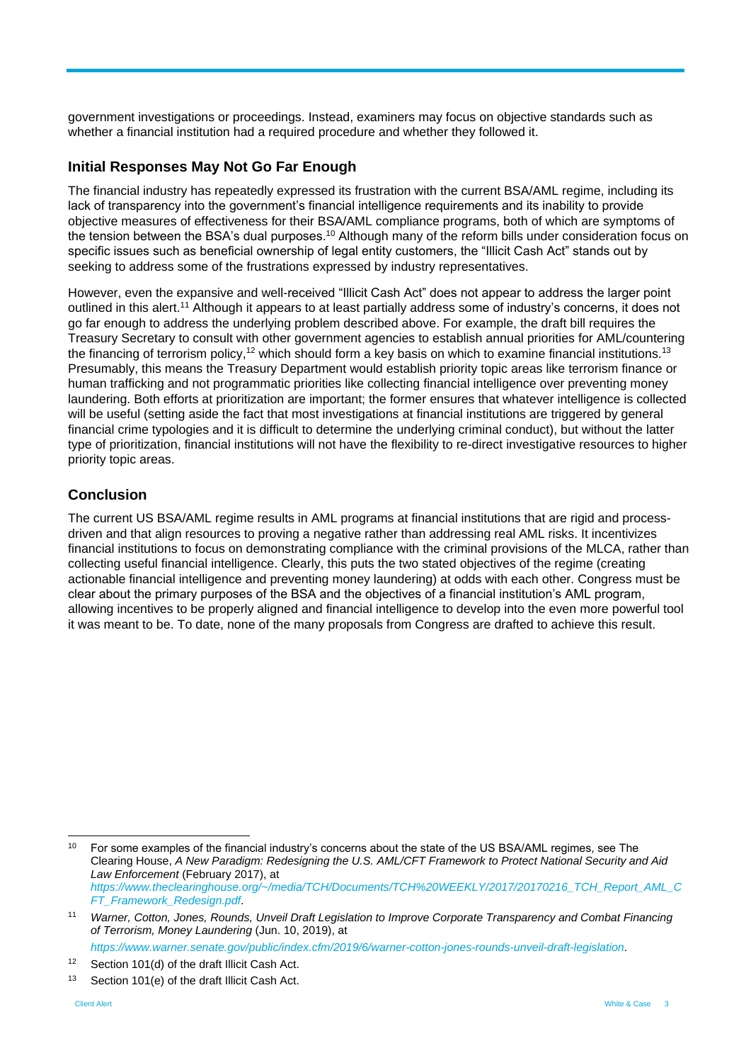government investigations or proceedings. Instead, examiners may focus on objective standards such as whether a financial institution had a required procedure and whether they followed it.

## Initial Responses May Not Go Far Enough

The financial industry has repeatedly expressed its frustration with the current BSA/AML regime, including its lack of transparency into the government's financial intelligence requirements and its inability to provide objective measures of effectiveness for their BSA/AML compliance programs, both of which are symptoms of the tension between the BSA's dual purposes.[10] Although many of the reform bills under consideration focus on specific issues such as beneficial ownership of legal entity customers, the "Illicit Cash Act" stands out by seeking to address some of the frustrations expressed by industry representatives.

However, even the expansive and well-received "Illicit Cash Act" does not appear to address the larger point outlined in this alert.[11] Although it appears to at least partially address some of industry's concerns, it does not go far enough to address the underlying problem described above. For example, the draft bill requires the Treasury Secretary to consult with other government agencies to establish annual priorities for AML/countering the financing of terrorism policy,[12] which should form a key basis on which to examine financial institutions.[13] Presumably, this means the Treasury Department would establish priority topic areas like terrorism finance or human trafficking and not programmatic priorities like collecting financial intelligence over preventing money laundering. Both efforts at prioritization are important; the former ensures that whatever intelligence is collected will be useful (setting aside the fact that most investigations at financial institutions are triggered by general financial crime typologies and it is difficult to determine the underlying criminal conduct), but without the latter type of prioritization, financial institutions will not have the flexibility to re-direct investigative resources to higher priority topic areas.

## Conclusion

The current US BSA/AML regime results in AML programs at financial institutions that are rigid and process-driven and that align resources to proving a negative rather than addressing real AML risks. It incentivizes financial institutions to focus on demonstrating compliance with the criminal provisions of the MLCA, rather than collecting useful financial intelligence. Clearly, this puts the two stated objectives of the regime (creating actionable financial intelligence and preventing money laundering) at odds with each other. Congress must be clear about the primary purposes of the BSA and the objectives of a financial institution's AML program, allowing incentives to be properly aligned and financial intelligence to develop into the even more powerful tool it was meant to be. To date, none of the many proposals from Congress are drafted to achieve this result.

---

[10] For some examples of the financial industry's concerns about the state of the US BSA/AML regimes, see The Clearing House, *A New Paradigm: Redesigning the U.S. AML/CFT Framework to Protect National Security and Aid Law Enforcement* (February 2017), at *https://www.theclearinghouse.org/~/media/TCH/Documents/TCH%20WEEKLY/2017/20170216_TCH_Report_AML_CFT_Framework_Redesign.pdf*.

[11] *Warner, Cotton, Jones, Rounds, Unveil Draft Legislation to Improve Corporate Transparency and Combat Financing of Terrorism, Money Laundering* (Jun. 10, 2019), at *https://www.warner.senate.gov/public/index.cfm/2019/6/warner-cotton-jones-rounds-unveil-draft-legislation*.

[12] Section 101(d) of the draft Illicit Cash Act.

[13] Section 101(e) of the draft Illicit Cash Act.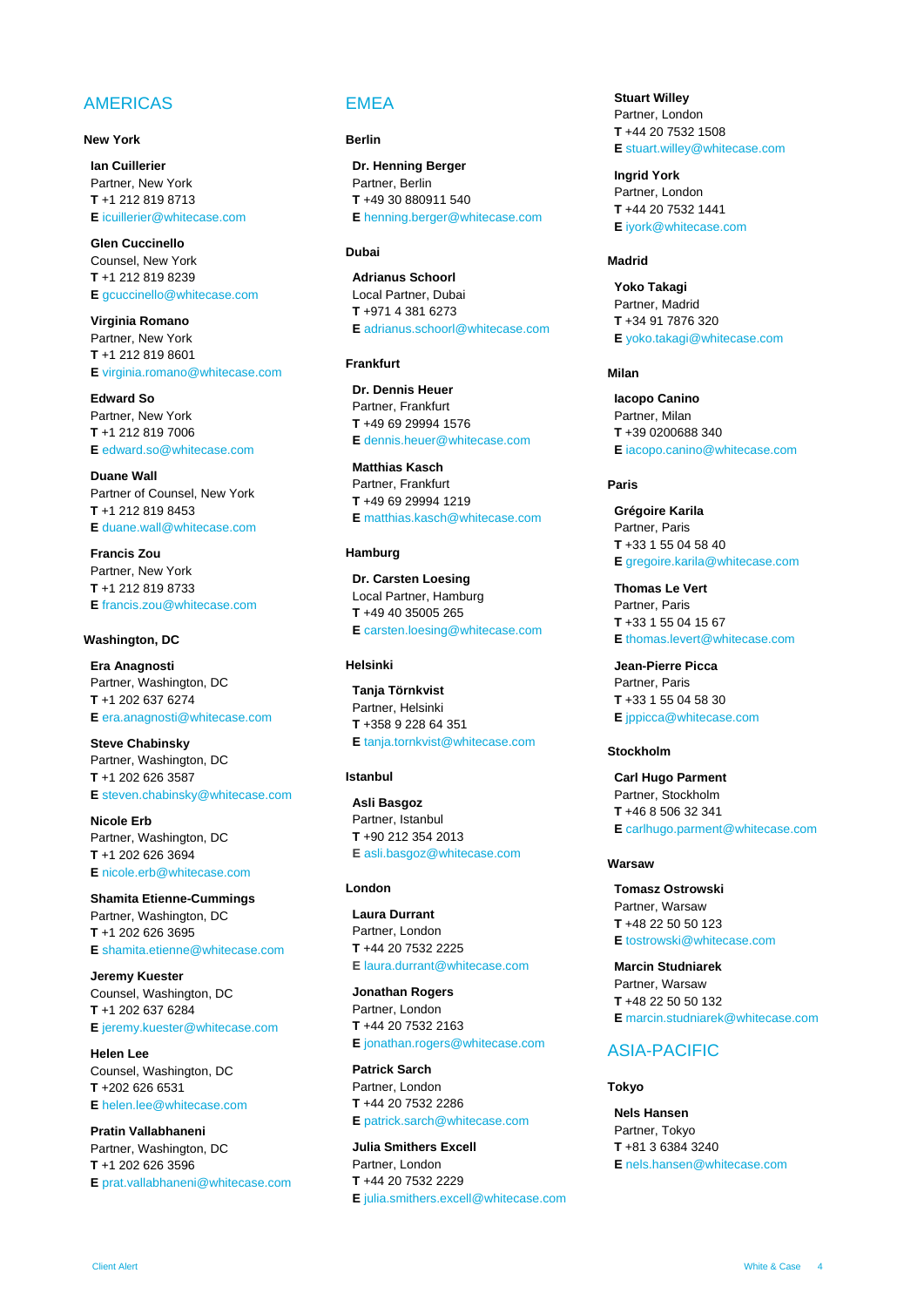## AMERICAS

### New York

**Ian Cuillerier**
Partner, New York
**T** +1 212 819 8713
**E** icuillerier@whitecase.com

**Glen Cuccinello**
Counsel, New York
**T** +1 212 819 8239
**E** gcuccinello@whitecase.com

**Virginia Romano**
Partner, New York
**T** +1 212 819 8601
**E** virginia.romano@whitecase.com

**Edward So**
Partner, New York
**T** +1 212 819 7006
**E** edward.so@whitecase.com

**Duane Wall**
Partner of Counsel, New York
**T** +1 212 819 8453
**E** duane.wall@whitecase.com

**Francis Zou**
Partner, New York
**T** +1 212 819 8733
**E** francis.zou@whitecase.com

### Washington, DC

**Era Anagnosti**
Partner, Washington, DC
**T** +1 202 637 6274
**E** era.anagnosti@whitecase.com

**Steve Chabinsky**
Partner, Washington, DC
**T** +1 202 626 3587
**E** steven.chabinsky@whitecase.com

**Nicole Erb**
Partner, Washington, DC
**T** +1 202 626 3694
**E** nicole.erb@whitecase.com

**Shamita Etienne-Cummings**
Partner, Washington, DC
**T** +1 202 626 3695
**E** shamita.etienne@whitecase.com

**Jeremy Kuester**
Counsel, Washington, DC
**T** +1 202 637 6284
**E** jeremy.kuester@whitecase.com

**Helen Lee**
Counsel, Washington, DC
**T** +202 626 6531
**E** helen.lee@whitecase.com

**Pratin Vallabhaneni**
Partner, Washington, DC
**T** +1 202 626 3596
**E** prat.vallabhaneni@whitecase.com

## EMEA

### Berlin

**Dr. Henning Berger**
Partner, Berlin
**T** +49 30 880911 540
**E** henning.berger@whitecase.com

### Dubai

**Adrianus Schoorl**
Local Partner, Dubai
**T** +971 4 381 6273
**E** adrianus.schoorl@whitecase.com

### Frankfurt

**Dr. Dennis Heuer**
Partner, Frankfurt
**T** +49 69 29994 1576
**E** dennis.heuer@whitecase.com

**Matthias Kasch**
Partner, Frankfurt
**T** +49 69 29994 1219
**E** matthias.kasch@whitecase.com

### Hamburg

**Dr. Carsten Loesing**
Local Partner, Hamburg
**T** +49 40 35005 265
**E** carsten.loesing@whitecase.com

### Helsinki

**Tanja Törnkvist**
Partner, Helsinki
**T** +358 9 228 64 351
**E** tanja.tornkvist@whitecase.com

### Istanbul

**Asli Basgoz**
Partner, Istanbul
**T** +90 212 354 2013
**E** asli.basgoz@whitecase.com

### London

**Laura Durrant**
Partner, London
**T** +44 20 7532 2225
**E** laura.durrant@whitecase.com

**Jonathan Rogers**
Partner, London
**T** +44 20 7532 2163
**E** jonathan.rogers@whitecase.com

**Patrick Sarch**
Partner, London
**T** +44 20 7532 2286
**E** patrick.sarch@whitecase.com

**Julia Smithers Excell**
Partner, London
**T** +44 20 7532 2229
**E** julia.smithers.excell@whitecase.com

**Stuart Willey**
Partner, London
**T** +44 20 7532 1508
**E** stuart.willey@whitecase.com

**Ingrid York**
Partner, London
**T** +44 20 7532 1441
**E** iyork@whitecase.com

### Madrid

**Yoko Takagi**
Partner, Madrid
**T** +34 91 7876 320
**E** yoko.takagi@whitecase.com

### Milan

**Iacopo Canino**
Partner, Milan
**T** +39 0200688 340
**E** iacopo.canino@whitecase.com

### Paris

**Grégoire Karila**
Partner, Paris
**T** +33 1 55 04 58 40
**E** gregoire.karila@whitecase.com

**Thomas Le Vert**
Partner, Paris
**T** +33 1 55 04 15 67
**E** thomas.levert@whitecase.com

**Jean-Pierre Picca**
Partner, Paris
**T** +33 1 55 04 58 30
**E** jppicca@whitecase.com

### Stockholm

**Carl Hugo Parment**
Partner, Stockholm
**T** +46 8 506 32 341
**E** carlhugo.parment@whitecase.com

### Warsaw

**Tomasz Ostrowski**
Partner, Warsaw
**T** +48 22 50 50 123
**E** tostrowski@whitecase.com

**Marcin Studniarek**
Partner, Warsaw
**T** +48 22 50 50 132
**E** marcin.studniarek@whitecase.com

## ASIA-PACIFIC

### Tokyo

**Nels Hansen**
Partner, Tokyo
**T** +81 3 6384 3240
**E** nels.hansen@whitecase.com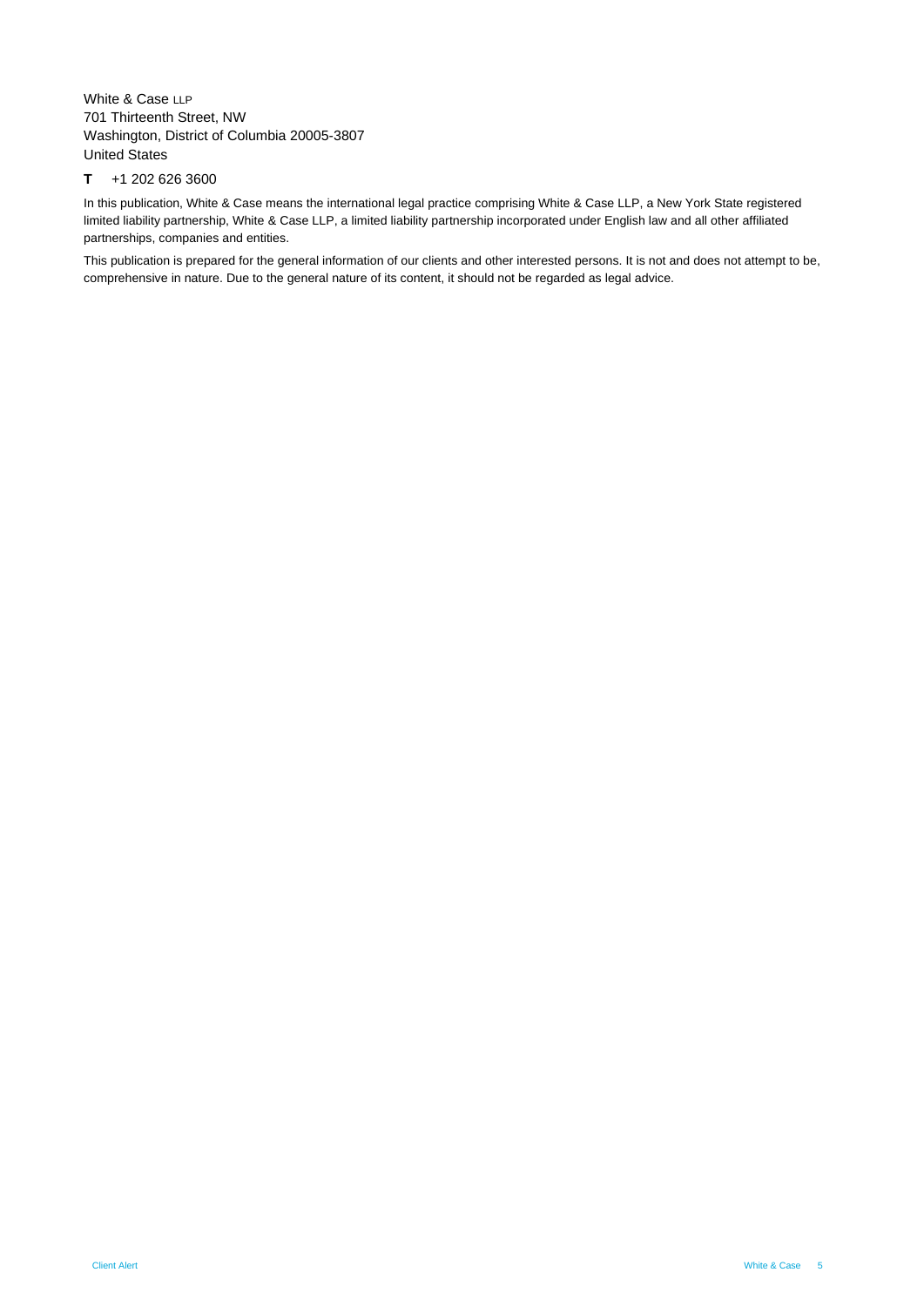White & Case LLP
701 Thirteenth Street, NW
Washington, District of Columbia 20005-3807
United States

**T** +1 202 626 3600

In this publication, White & Case means the international legal practice comprising White & Case LLP, a New York State registered limited liability partnership, White & Case LLP, a limited liability partnership incorporated under English law and all other affiliated partnerships, companies and entities.

This publication is prepared for the general information of our clients and other interested persons. It is not and does not attempt to be, comprehensive in nature. Due to the general nature of its content, it should not be regarded as legal advice.